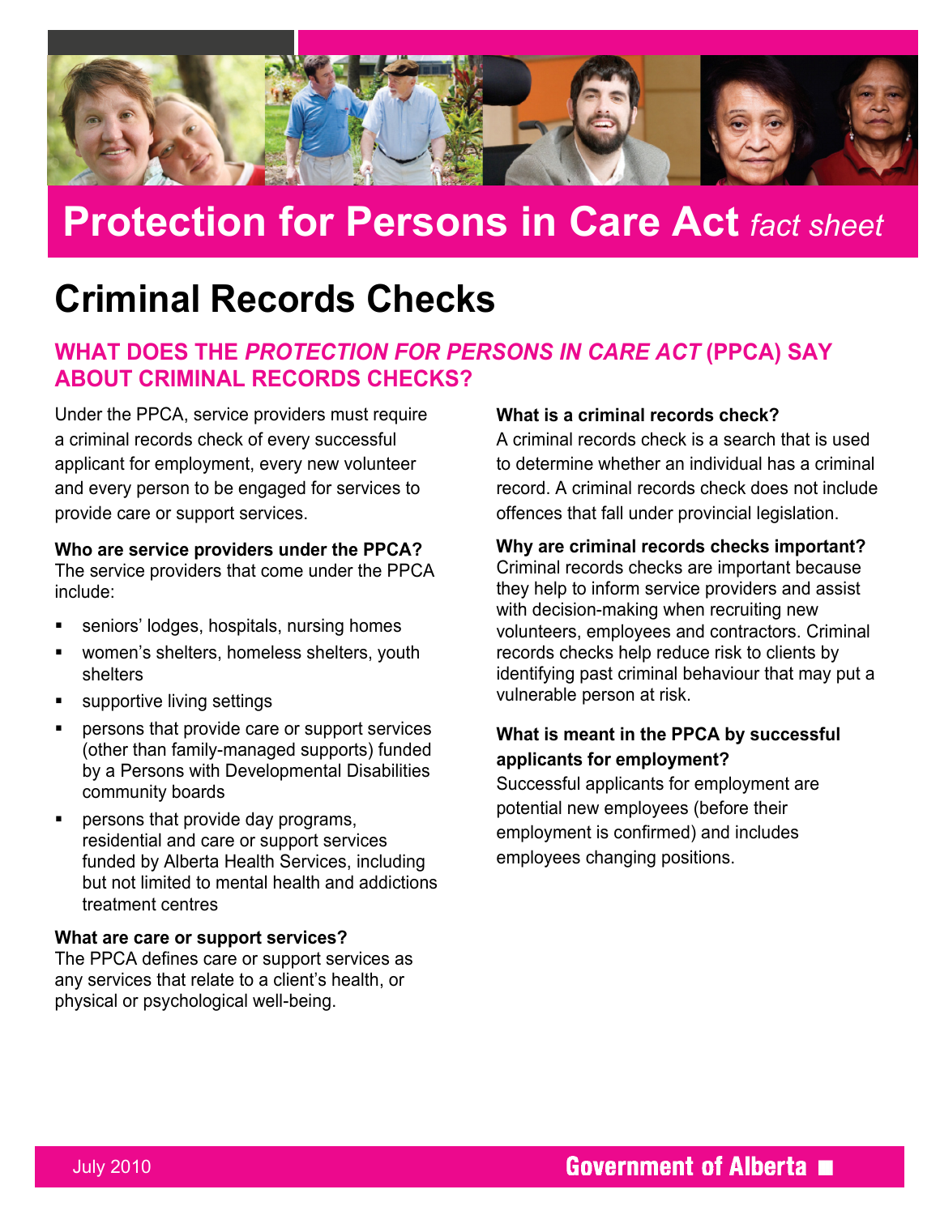# Protection for Persons in Care Act *fact sheet*

## Criminal Records Checks

### WHAT DOES THE *PROTECTION FOR PERSONS IN CARE ACT* (PPCA) SAY ABOUT CRIMINAL RECORDS CHECKS?

Under the PPCA, service providers must require a criminal records check of every successful applicant for employment, every new volunteer and every person to be engaged for services to provide care or support services.

**Who are service providers under the PPCA?**
The service providers that come under the PPCA include:

- seniors' lodges, hospitals, nursing homes
- women's shelters, homeless shelters, youth shelters
- supportive living settings
- persons that provide care or support services (other than family-managed supports) funded by a Persons with Developmental Disabilities community boards
- persons that provide day programs, residential and care or support services funded by Alberta Health Services, including but not limited to mental health and addictions treatment centres

**What are care or support services?**
The PPCA defines care or support services as any services that relate to a client's health, or physical or psychological well-being.

**What is a criminal records check?**
A criminal records check is a search that is used to determine whether an individual has a criminal record. A criminal records check does not include offences that fall under provincial legislation.

**Why are criminal records checks important?**
Criminal records checks are important because they help to inform service providers and assist with decision-making when recruiting new volunteers, employees and contractors. Criminal records checks help reduce risk to clients by identifying past criminal behaviour that may put a vulnerable person at risk.

**What is meant in the PPCA by successful applicants for employment?**
Successful applicants for employment are potential new employees (before their employment is confirmed) and includes employees changing positions.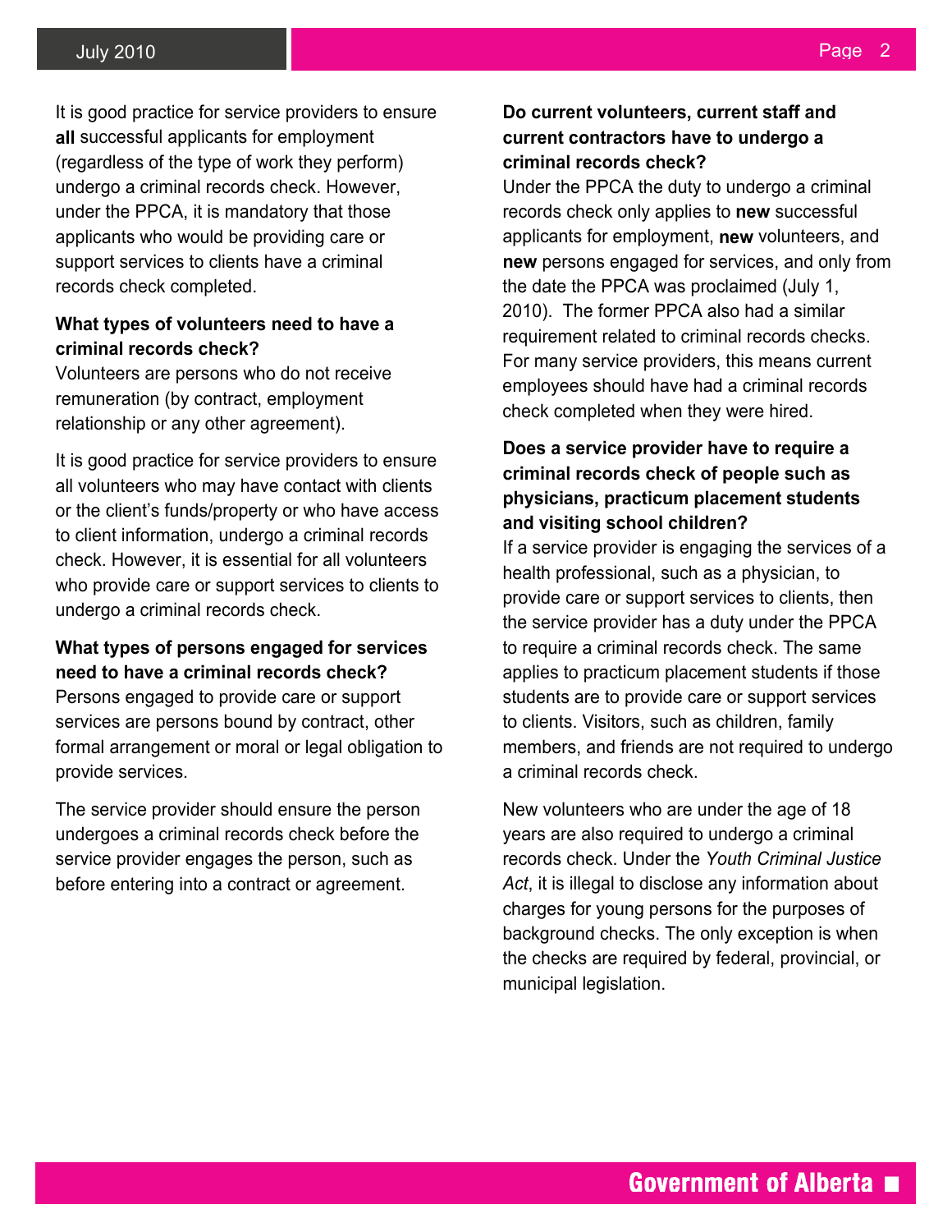It is good practice for service providers to ensure **all** successful applicants for employment (regardless of the type of work they perform) undergo a criminal records check. However, under the PPCA, it is mandatory that those applicants who would be providing care or support services to clients have a criminal records check completed.

**What types of volunteers need to have a criminal records check?**

Volunteers are persons who do not receive remuneration (by contract, employment relationship or any other agreement).

It is good practice for service providers to ensure all volunteers who may have contact with clients or the client's funds/property or who have access to client information, undergo a criminal records check. However, it is essential for all volunteers who provide care or support services to clients to undergo a criminal records check.

**What types of persons engaged for services need to have a criminal records check?**

Persons engaged to provide care or support services are persons bound by contract, other formal arrangement or moral or legal obligation to provide services.

The service provider should ensure the person undergoes a criminal records check before the service provider engages the person, such as before entering into a contract or agreement.

**Do current volunteers, current staff and current contractors have to undergo a criminal records check?**

Under the PPCA the duty to undergo a criminal records check only applies to **new** successful applicants for employment, **new** volunteers, and **new** persons engaged for services, and only from the date the PPCA was proclaimed (July 1, 2010). The former PPCA also had a similar requirement related to criminal records checks. For many service providers, this means current employees should have had a criminal records check completed when they were hired.

**Does a service provider have to require a criminal records check of people such as physicians, practicum placement students and visiting school children?**

If a service provider is engaging the services of a health professional, such as a physician, to provide care or support services to clients, then the service provider has a duty under the PPCA to require a criminal records check. The same applies to practicum placement students if those students are to provide care or support services to clients. Visitors, such as children, family members, and friends are not required to undergo a criminal records check.

New volunteers who are under the age of 18 years are also required to undergo a criminal records check. Under the *Youth Criminal Justice Act*, it is illegal to disclose any information about charges for young persons for the purposes of background checks. The only exception is when the checks are required by federal, provincial, or municipal legislation.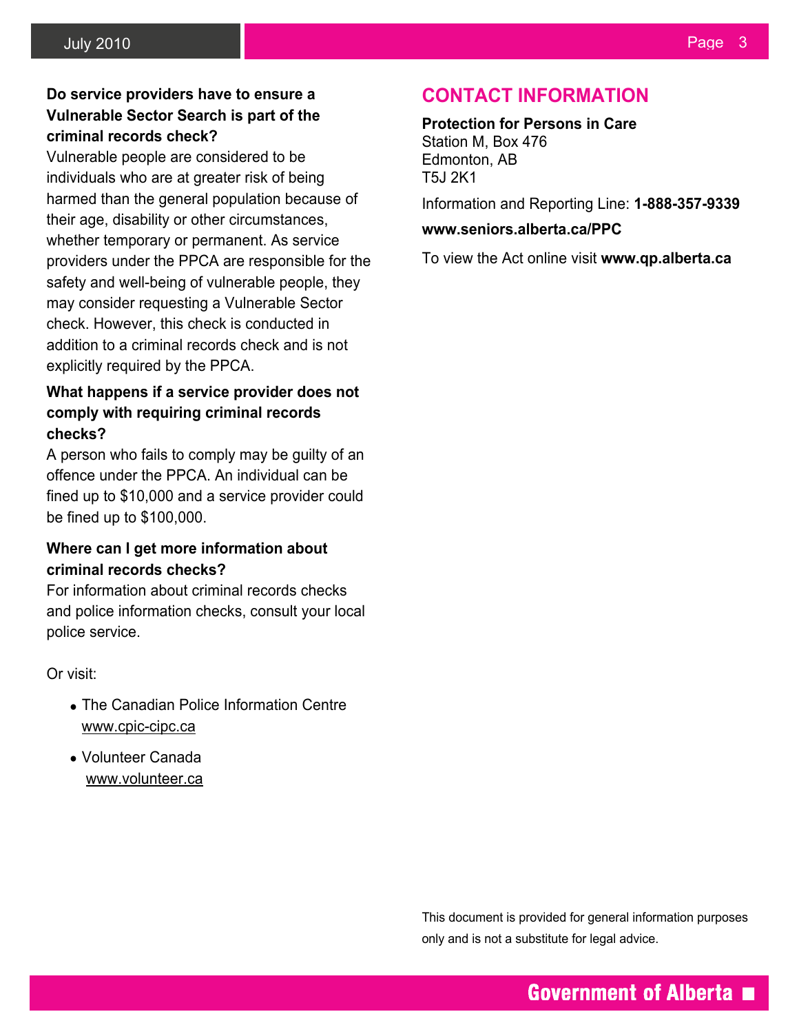**Do service providers have to ensure a Vulnerable Sector Search is part of the criminal records check?**

Vulnerable people are considered to be individuals who are at greater risk of being harmed than the general population because of their age, disability or other circumstances, whether temporary or permanent. As service providers under the PPCA are responsible for the safety and well-being of vulnerable people, they may consider requesting a Vulnerable Sector check. However, this check is conducted in addition to a criminal records check and is not explicitly required by the PPCA.

**What happens if a service provider does not comply with requiring criminal records checks?**

A person who fails to comply may be guilty of an offence under the PPCA. An individual can be fined up to $10,000 and a service provider could be fined up to $100,000.

**Where can I get more information about criminal records checks?**

For information about criminal records checks and police information checks, consult your local police service.

Or visit:

- The Canadian Police Information Centre
  www.cpic-cipc.ca
- Volunteer Canada
  www.volunteer.ca

## CONTACT INFORMATION

**Protection for Persons in Care**
Station M, Box 476
Edmonton, AB
T5J 2K1

Information and Reporting Line: **1-888-357-9339**

**www.seniors.alberta.ca/PPC**

To view the Act online visit **www.qp.alberta.ca**

This document is provided for general information purposes only and is not a substitute for legal advice.

**Government of Alberta**